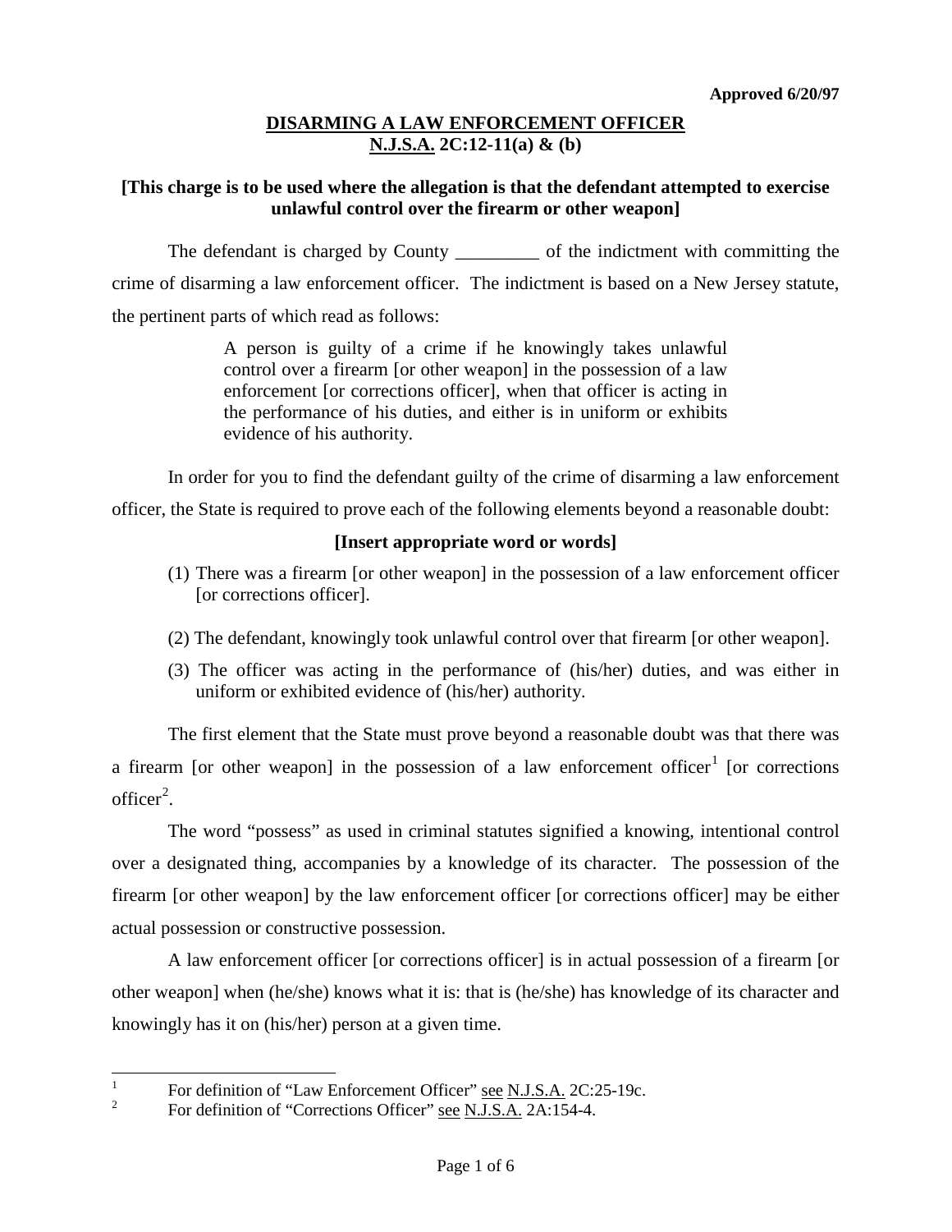**Approved 6/20/97**

# DISARMING A LAW ENFORCEMENT OFFICER
## N.J.S.A. 2C:12-11(a) & (b)

**[This charge is to be used where the allegation is that the defendant attempted to exercise unlawful control over the firearm or other weapon]**

The defendant is charged by County _________ of the indictment with committing the crime of disarming a law enforcement officer. The indictment is based on a New Jersey statute, the pertinent parts of which read as follows:

> A person is guilty of a crime if he knowingly takes unlawful control over a firearm [or other weapon] in the possession of a law enforcement [or corrections officer], when that officer is acting in the performance of his duties, and either is in uniform or exhibits evidence of his authority.

In order for you to find the defendant guilty of the crime of disarming a law enforcement officer, the State is required to prove each of the following elements beyond a reasonable doubt:

**[Insert appropriate word or words]**

(1) There was a firearm [or other weapon] in the possession of a law enforcement officer [or corrections officer].

(2) The defendant, knowingly took unlawful control over that firearm [or other weapon].

(3) The officer was acting in the performance of (his/her) duties, and was either in uniform or exhibited evidence of (his/her) authority.

The first element that the State must prove beyond a reasonable doubt was that there was a firearm [or other weapon] in the possession of a law enforcement officer[1] [or corrections officer[2].

The word "possess" as used in criminal statutes signified a knowing, intentional control over a designated thing, accompanies by a knowledge of its character. The possession of the firearm [or other weapon] by the law enforcement officer [or corrections officer] may be either actual possession or constructive possession.

A law enforcement officer [or corrections officer] is in actual possession of a firearm [or other weapon] when (he/she) knows what it is: that is (he/she) has knowledge of its character and knowingly has it on (his/her) person at a given time.

---

[1] For definition of "Law Enforcement Officer" see N.J.S.A. 2C:25-19c.

[2] For definition of "Corrections Officer" see N.J.S.A. 2A:154-4.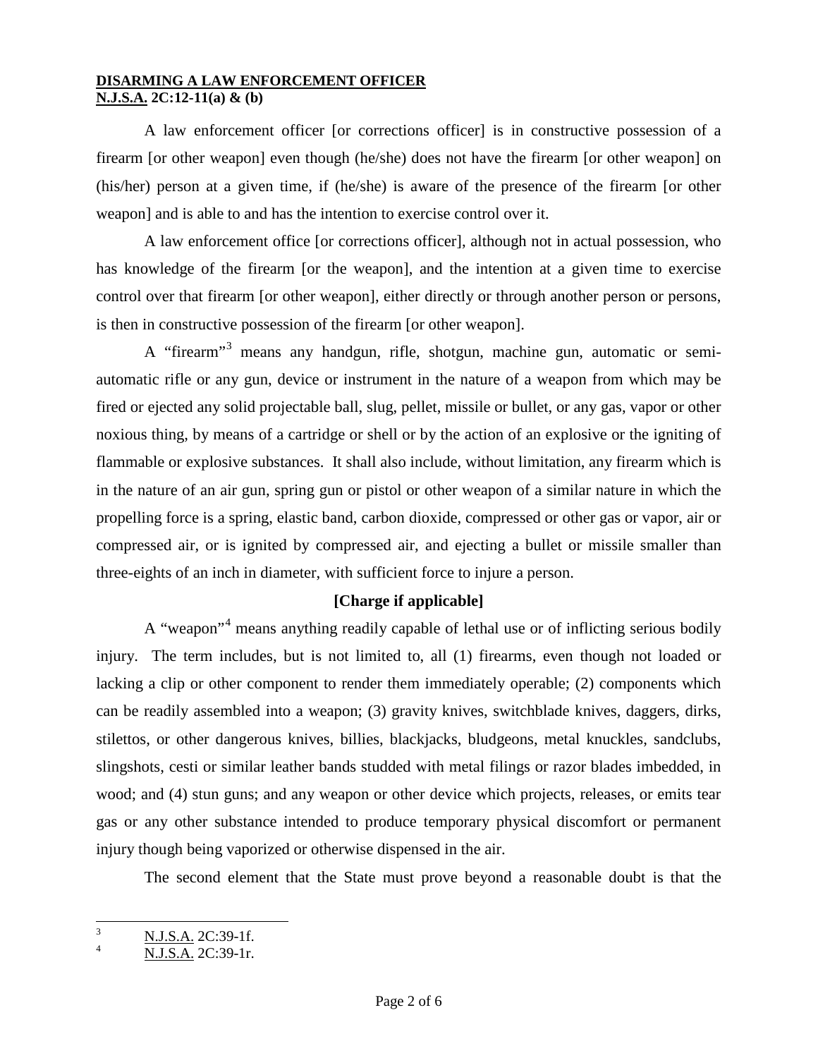**DISARMING A LAW ENFORCEMENT OFFICER**
**N.J.S.A. 2C:12-11(a) & (b)**

A law enforcement officer [or corrections officer] is in constructive possession of a firearm [or other weapon] even though (he/she) does not have the firearm [or other weapon] on (his/her) person at a given time, if (he/she) is aware of the presence of the firearm [or other weapon] and is able to and has the intention to exercise control over it.

A law enforcement office [or corrections officer], although not in actual possession, who has knowledge of the firearm [or the weapon], and the intention at a given time to exercise control over that firearm [or other weapon], either directly or through another person or persons, is then in constructive possession of the firearm [or other weapon].

A "firearm"[3] means any handgun, rifle, shotgun, machine gun, automatic or semi-automatic rifle or any gun, device or instrument in the nature of a weapon from which may be fired or ejected any solid projectable ball, slug, pellet, missile or bullet, or any gas, vapor or other noxious thing, by means of a cartridge or shell or by the action of an explosive or the igniting of flammable or explosive substances. It shall also include, without limitation, any firearm which is in the nature of an air gun, spring gun or pistol or other weapon of a similar nature in which the propelling force is a spring, elastic band, carbon dioxide, compressed or other gas or vapor, air or compressed air, or is ignited by compressed air, and ejecting a bullet or missile smaller than three-eights of an inch in diameter, with sufficient force to injure a person.

**[Charge if applicable]**

A "weapon"[4] means anything readily capable of lethal use or of inflicting serious bodily injury. The term includes, but is not limited to, all (1) firearms, even though not loaded or lacking a clip or other component to render them immediately operable; (2) components which can be readily assembled into a weapon; (3) gravity knives, switchblade knives, daggers, dirks, stilettos, or other dangerous knives, billies, blackjacks, bludgeons, metal knuckles, sandclubs, slingshots, cesti or similar leather bands studded with metal filings or razor blades imbedded, in wood; and (4) stun guns; and any weapon or other device which projects, releases, or emits tear gas or any other substance intended to produce temporary physical discomfort or permanent injury though being vaporized or otherwise dispensed in the air.

The second element that the State must prove beyond a reasonable doubt is that the

---

[3] N.J.S.A. 2C:39-1f.

[4] N.J.S.A. 2C:39-1r.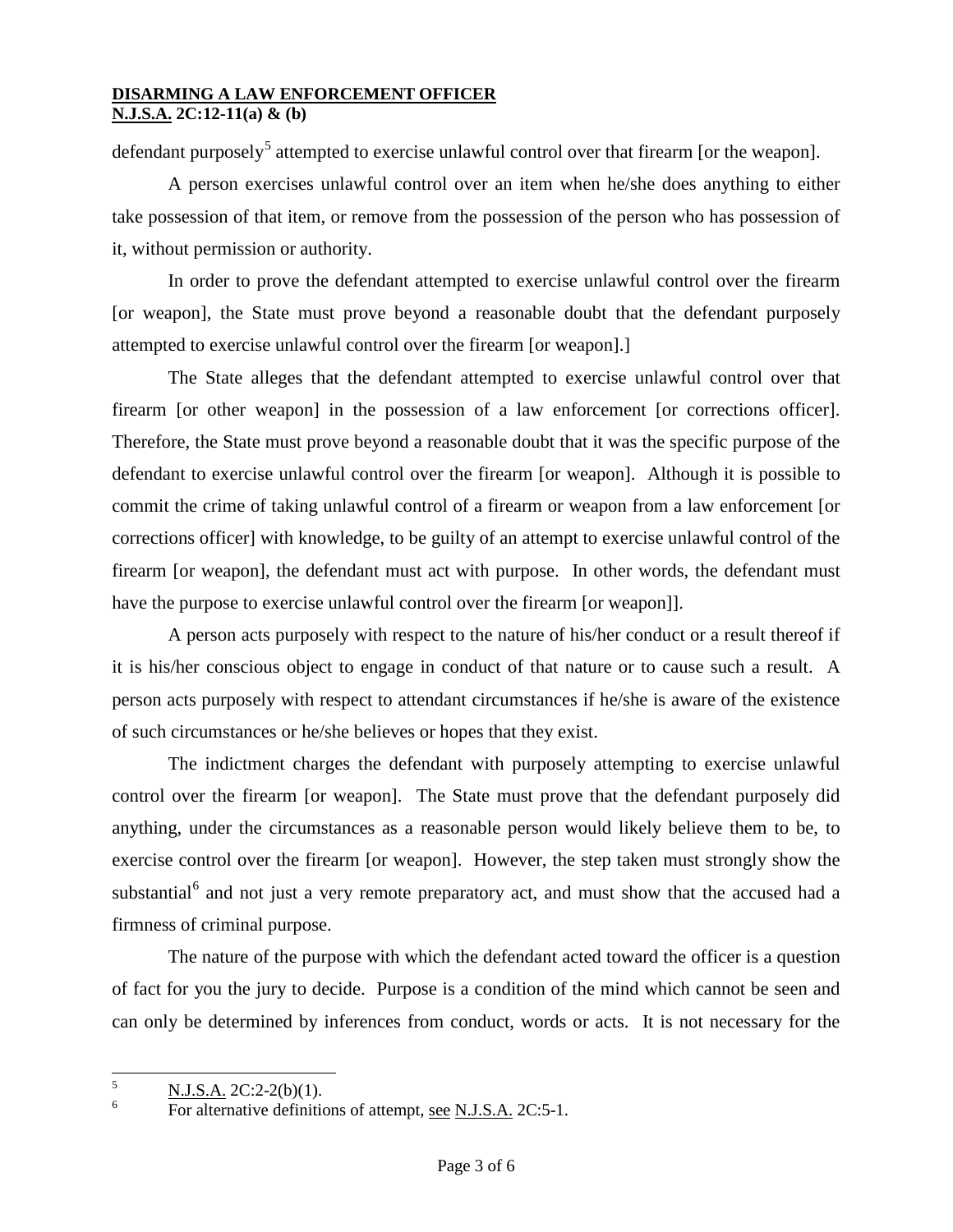defendant purposely[5] attempted to exercise unlawful control over that firearm [or the weapon].

A person exercises unlawful control over an item when he/she does anything to either take possession of that item, or remove from the possession of the person who has possession of it, without permission or authority.

In order to prove the defendant attempted to exercise unlawful control over the firearm [or weapon], the State must prove beyond a reasonable doubt that the defendant purposely attempted to exercise unlawful control over the firearm [or weapon].]

The State alleges that the defendant attempted to exercise unlawful control over that firearm [or other weapon] in the possession of a law enforcement [or corrections officer]. Therefore, the State must prove beyond a reasonable doubt that it was the specific purpose of the defendant to exercise unlawful control over the firearm [or weapon]. Although it is possible to commit the crime of taking unlawful control of a firearm or weapon from a law enforcement [or corrections officer] with knowledge, to be guilty of an attempt to exercise unlawful control of the firearm [or weapon], the defendant must act with purpose. In other words, the defendant must have the purpose to exercise unlawful control over the firearm [or weapon]].

A person acts purposely with respect to the nature of his/her conduct or a result thereof if it is his/her conscious object to engage in conduct of that nature or to cause such a result. A person acts purposely with respect to attendant circumstances if he/she is aware of the existence of such circumstances or he/she believes or hopes that they exist.

The indictment charges the defendant with purposely attempting to exercise unlawful control over the firearm [or weapon]. The State must prove that the defendant purposely did anything, under the circumstances as a reasonable person would likely believe them to be, to exercise control over the firearm [or weapon]. However, the step taken must strongly show the substantial[6] and not just a very remote preparatory act, and must show that the accused had a firmness of criminal purpose.

The nature of the purpose with which the defendant acted toward the officer is a question of fact for you the jury to decide. Purpose is a condition of the mind which cannot be seen and can only be determined by inferences from conduct, words or acts. It is not necessary for the

---

[5] N.J.S.A. 2C:2-2(b)(1).

[6] For alternative definitions of attempt, see N.J.S.A. 2C:5-1.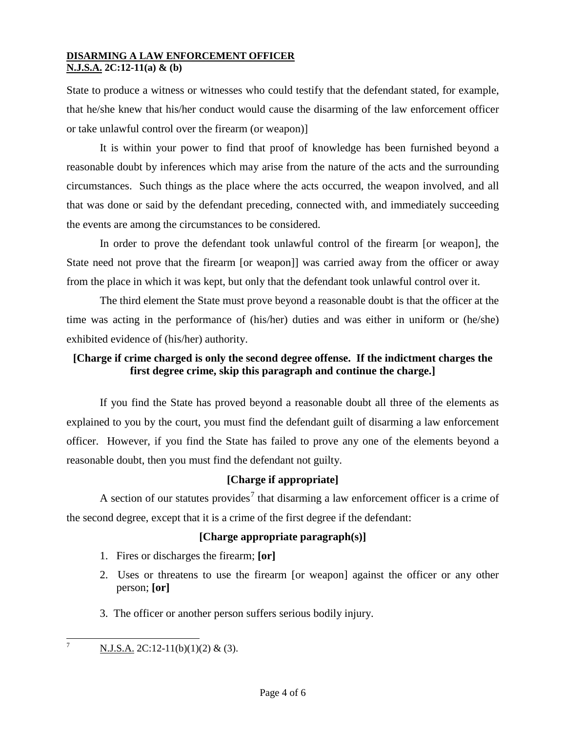State to produce a witness or witnesses who could testify that the defendant stated, for example, that he/she knew that his/her conduct would cause the disarming of the law enforcement officer or take unlawful control over the firearm (or weapon)]

It is within your power to find that proof of knowledge has been furnished beyond a reasonable doubt by inferences which may arise from the nature of the acts and the surrounding circumstances. Such things as the place where the acts occurred, the weapon involved, and all that was done or said by the defendant preceding, connected with, and immediately succeeding the events are among the circumstances to be considered.

In order to prove the defendant took unlawful control of the firearm [or weapon], the State need not prove that the firearm [or weapon]] was carried away from the officer or away from the place in which it was kept, but only that the defendant took unlawful control over it.

The third element the State must prove beyond a reasonable doubt is that the officer at the time was acting in the performance of (his/her) duties and was either in uniform or (he/she) exhibited evidence of (his/her) authority.

**[Charge if crime charged is only the second degree offense. If the indictment charges the first degree crime, skip this paragraph and continue the charge.]**

If you find the State has proved beyond a reasonable doubt all three of the elements as explained to you by the court, you must find the defendant guilt of disarming a law enforcement officer. However, if you find the State has failed to prove any one of the elements beyond a reasonable doubt, then you must find the defendant not guilty.

**[Charge if appropriate]**

A section of our statutes provides[7] that disarming a law enforcement officer is a crime of the second degree, except that it is a crime of the first degree if the defendant:

**[Charge appropriate paragraph(s)]**

1. Fires or discharges the firearm; **[or]**
2. Uses or threatens to use the firearm [or weapon] against the officer or any other person; **[or]**
3. The officer or another person suffers serious bodily injury.

---

[7] N.J.S.A. 2C:12-11(b)(1)(2) & (3).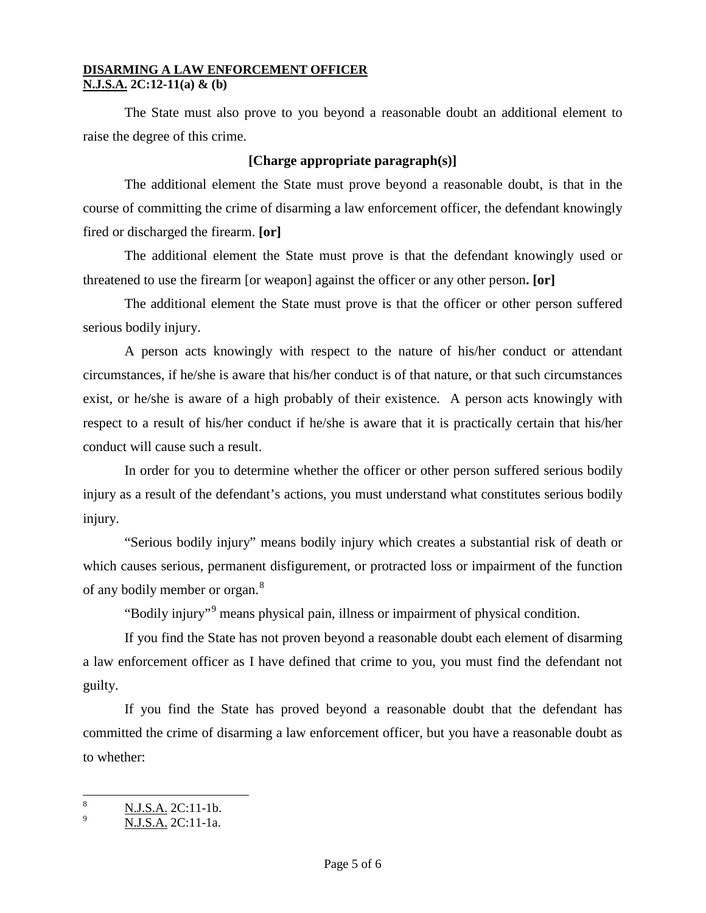**DISARMING A LAW ENFORCEMENT OFFICER**
**N.J.S.A. 2C:12-11(a) & (b)**

The State must also prove to you beyond a reasonable doubt an additional element to raise the degree of this crime.

**[Charge appropriate paragraph(s)]**

The additional element the State must prove beyond a reasonable doubt, is that in the course of committing the crime of disarming a law enforcement officer, the defendant knowingly fired or discharged the firearm. **[or]**

The additional element the State must prove is that the defendant knowingly used or threatened to use the firearm [or weapon] against the officer or any other person**. [or]**

The additional element the State must prove is that the officer or other person suffered serious bodily injury.

A person acts knowingly with respect to the nature of his/her conduct or attendant circumstances, if he/she is aware that his/her conduct is of that nature, or that such circumstances exist, or he/she is aware of a high probably of their existence. A person acts knowingly with respect to a result of his/her conduct if he/she is aware that it is practically certain that his/her conduct will cause such a result.

In order for you to determine whether the officer or other person suffered serious bodily injury as a result of the defendant's actions, you must understand what constitutes serious bodily injury.

"Serious bodily injury" means bodily injury which creates a substantial risk of death or which causes serious, permanent disfigurement, or protracted loss or impairment of the function of any bodily member or organ.[8]

"Bodily injury"[9] means physical pain, illness or impairment of physical condition.

If you find the State has not proven beyond a reasonable doubt each element of disarming a law enforcement officer as I have defined that crime to you, you must find the defendant not guilty.

If you find the State has proved beyond a reasonable doubt that the defendant has committed the crime of disarming a law enforcement officer, but you have a reasonable doubt as to whether:

---

[8] N.J.S.A. 2C:11-1b.

[9] N.J.S.A. 2C:11-1a.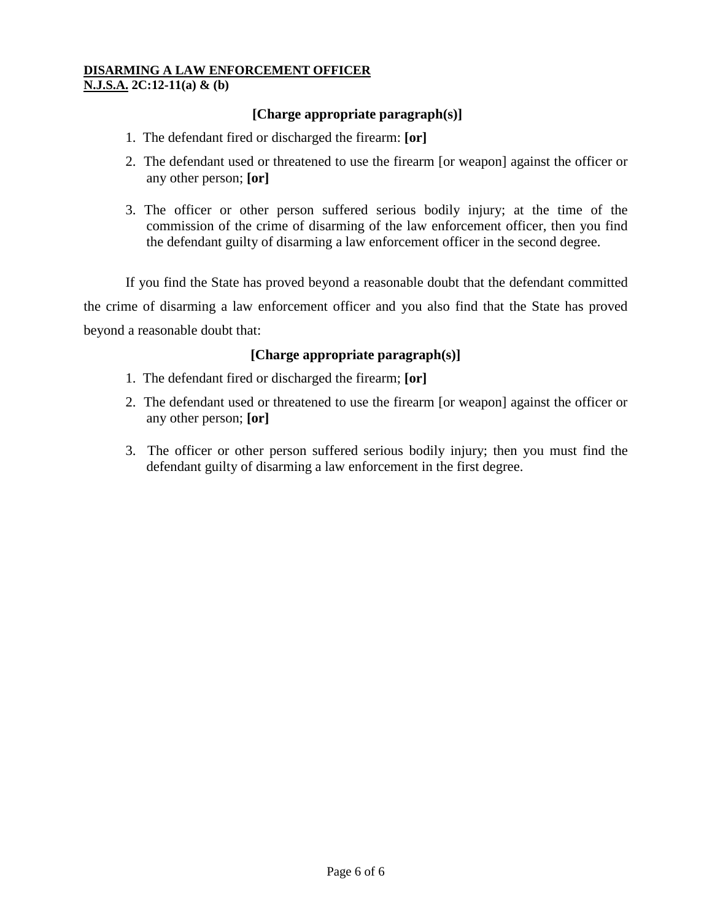**[Charge appropriate paragraph(s)]**

1. The defendant fired or discharged the firearm: **[or]**
2. The defendant used or threatened to use the firearm [or weapon] against the officer or any other person; **[or]**
3. The officer or other person suffered serious bodily injury; at the time of the commission of the crime of disarming of the law enforcement officer, then you find the defendant guilty of disarming a law enforcement officer in the second degree.

If you find the State has proved beyond a reasonable doubt that the defendant committed the crime of disarming a law enforcement officer and you also find that the State has proved beyond a reasonable doubt that:

**[Charge appropriate paragraph(s)]**

1. The defendant fired or discharged the firearm; **[or]**
2. The defendant used or threatened to use the firearm [or weapon] against the officer or any other person; **[or]**
3. The officer or other person suffered serious bodily injury; then you must find the defendant guilty of disarming a law enforcement in the first degree.